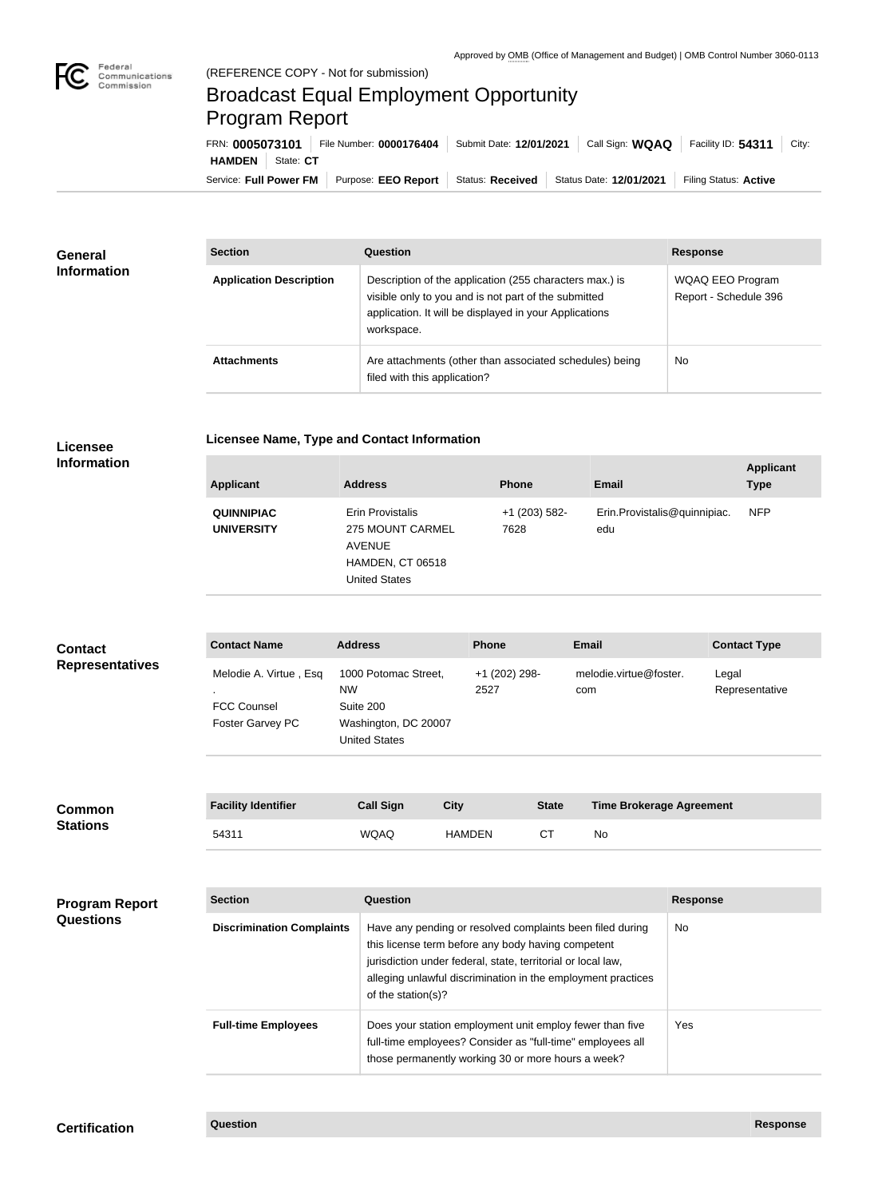Approved by OMB (Office of Management and Budget) | OMB Control Number 3060-0113

(REFERENCE COPY - Not for submission)

# Broadcast Equal Employment Opportunity Program Report

FRN: **0005073101** | File Number: **0000176404** | Submit Date: **12/01/2021** | Call Sign: **WQAQ** | Facility ID: **54311** | City: **HAMDEN** | State: **CT**

Service: **Full Power FM** | Purpose: **EEO Report** | Status: **Received** | Status Date: **12/01/2021** | Filing Status: **Active**

## General Information

| Section | Question | Response |
| --- | --- | --- |
| Application Description | Description of the application (255 characters max.) is visible only to you and is not part of the submitted application. It will be displayed in your Applications workspace. | WQAQ EEO Program Report - Schedule 396 |
| Attachments | Are attachments (other than associated schedules) being filed with this application? | No |

## Licensee Information

**Licensee Name, Type and Contact Information**

| Applicant | Address | Phone | Email | Applicant Type |
| --- | --- | --- | --- | --- |
| QUINNIPIAC UNIVERSITY | Erin Provistalis<br>275 MOUNT CARMEL AVENUE<br>HAMDEN, CT 06518<br>United States | +1 (203) 582-7628 | Erin.Provistalis@quinnipiac.edu | NFP |

## Contact Representatives

| Contact Name | Address | Phone | Email | Contact Type |
| --- | --- | --- | --- | --- |
| Melodie A. Virtue , Esq .<br>FCC Counsel<br>Foster Garvey PC | 1000 Potomac Street, NW<br>Suite 200<br>Washington, DC 20007<br>United States | +1 (202) 298-2527 | melodie.virtue@foster.com | Legal Representative |

## Common Stations

| Facility Identifier | Call Sign | City | State | Time Brokerage Agreement |
| --- | --- | --- | --- | --- |
| 54311 | WQAQ | HAMDEN | CT | No |

## Program Report Questions

| Section | Question | Response |
| --- | --- | --- |
| Discrimination Complaints | Have any pending or resolved complaints been filed during this license term before any body having competent jurisdiction under federal, state, territorial or local law, alleging unlawful discrimination in the employment practices of the station(s)? | No |
| Full-time Employees | Does your station employment unit employ fewer than five full-time employees? Consider as "full-time" employees all those permanently working 30 or more hours a week? | Yes |

## Certification

| Question | Response |
| --- | --- |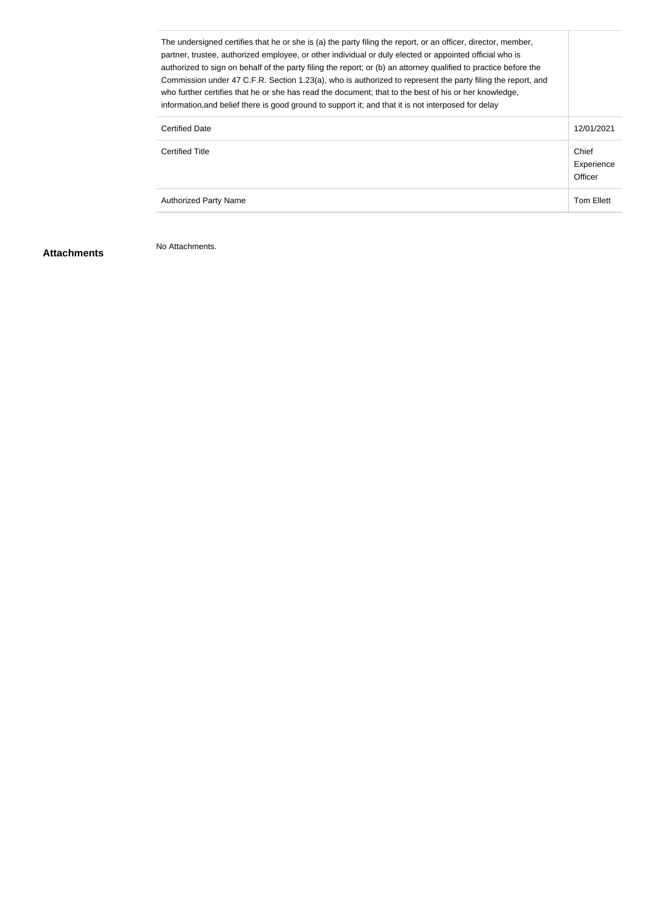| | |
|---|---|
| The undersigned certifies that he or she is (a) the party filing the report, or an officer, director, member, partner, trustee, authorized employee, or other individual or duly elected or appointed official who is authorized to sign on behalf of the party filing the report; or (b) an attorney qualified to practice before the Commission under 47 C.F.R. Section 1.23(a), who is authorized to represent the party filing the report, and who further certifies that he or she has read the document; that to the best of his or her knowledge, information,and belief there is good ground to support it; and that it is not interposed for delay | |
| Certified Date | 12/01/2021 |
| Certified Title | Chief Experience Officer |
| Authorized Party Name | Tom Ellett |

**Attachments**

No Attachments.